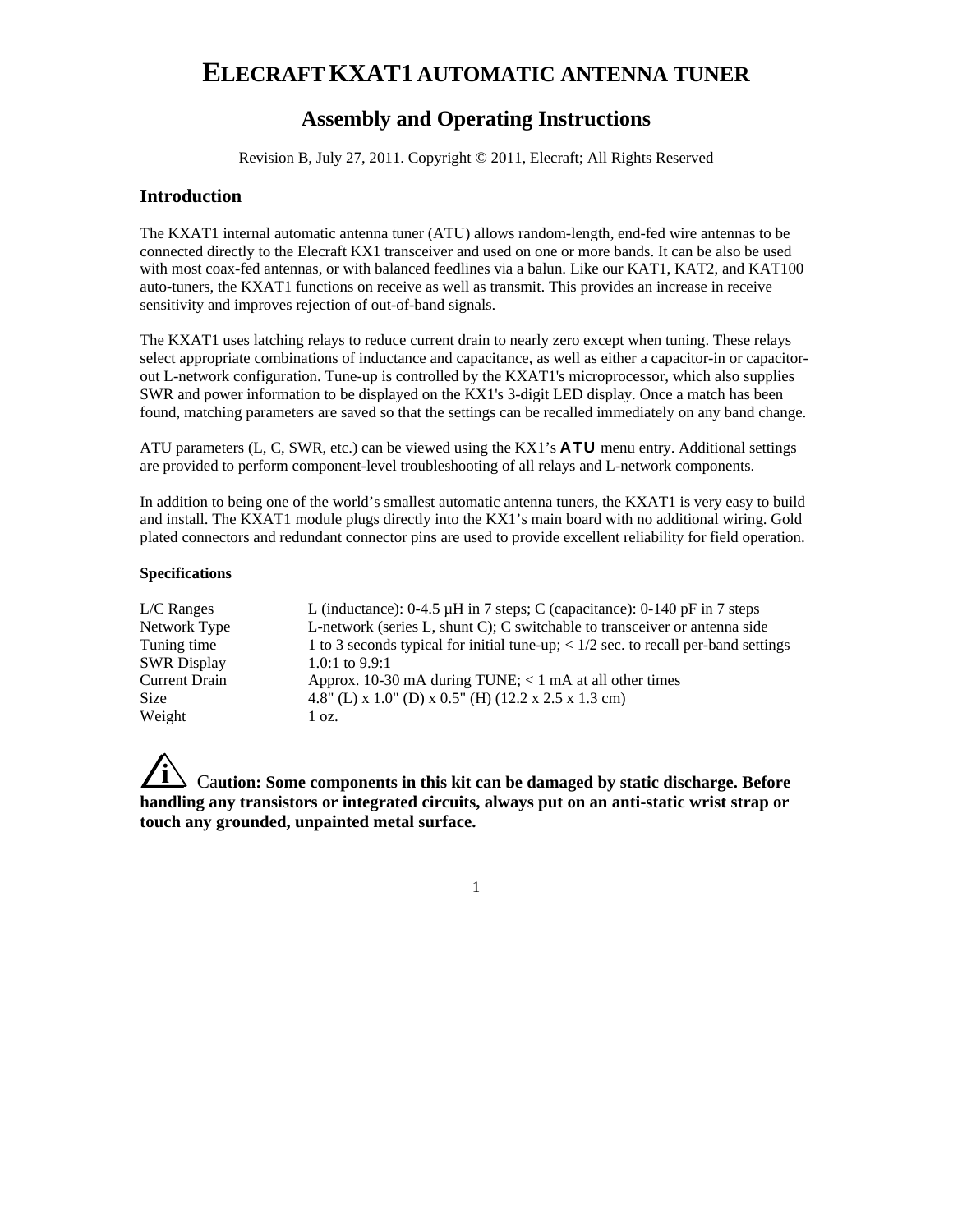# ELECRAFT KXAT1 AUTOMATIC ANTENNA TUNER

## Assembly and Operating Instructions

Revision B, July 27, 2011. Copyright © 2011, Elecraft; All Rights Reserved

## Introduction

The KXAT1 internal automatic antenna tuner (ATU) allows random-length, end-fed wire antennas to be connected directly to the Elecraft KX1 transceiver and used on one or more bands. It can be also be used with most coax-fed antennas, or with balanced feedlines via a balun. Like our KAT1, KAT2, and KAT100 auto-tuners, the KXAT1 functions on receive as well as transmit. This provides an increase in receive sensitivity and improves rejection of out-of-band signals.

The KXAT1 uses latching relays to reduce current drain to nearly zero except when tuning. These relays select appropriate combinations of inductance and capacitance, as well as either a capacitor-in or capacitor-out L-network configuration. Tune-up is controlled by the KXAT1's microprocessor, which also supplies SWR and power information to be displayed on the KX1's 3-digit LED display. Once a match has been found, matching parameters are saved so that the settings can be recalled immediately on any band change.

ATU parameters (L, C, SWR, etc.) can be viewed using the KX1's **ATU** menu entry. Additional settings are provided to perform component-level troubleshooting of all relays and L-network components.

In addition to being one of the world's smallest automatic antenna tuners, the KXAT1 is very easy to build and install. The KXAT1 module plugs directly into the KX1's main board with no additional wiring. Gold plated connectors and redundant connector pins are used to provide excellent reliability for field operation.

**Specifications**

| | |
|---|---|
| L/C Ranges | L (inductance): 0-4.5 µH in 7 steps; C (capacitance): 0-140 pF in 7 steps |
| Network Type | L-network (series L, shunt C); C switchable to transceiver or antenna side |
| Tuning time | 1 to 3 seconds typical for initial tune-up; < 1/2 sec. to recall per-band settings |
| SWR Display | 1.0:1 to 9.9:1 |
| Current Drain | Approx. 10-30 mA during TUNE; < 1 mA at all other times |
| Size | 4.8" (L) x 1.0" (D) x 0.5" (H) (12.2 x 2.5 x 1.3 cm) |
| Weight | 1 oz. |

**Caution: Some components in this kit can be damaged by static discharge. Before handling any transistors or integrated circuits, always put on an anti-static wrist strap or touch any grounded, unpainted metal surface.**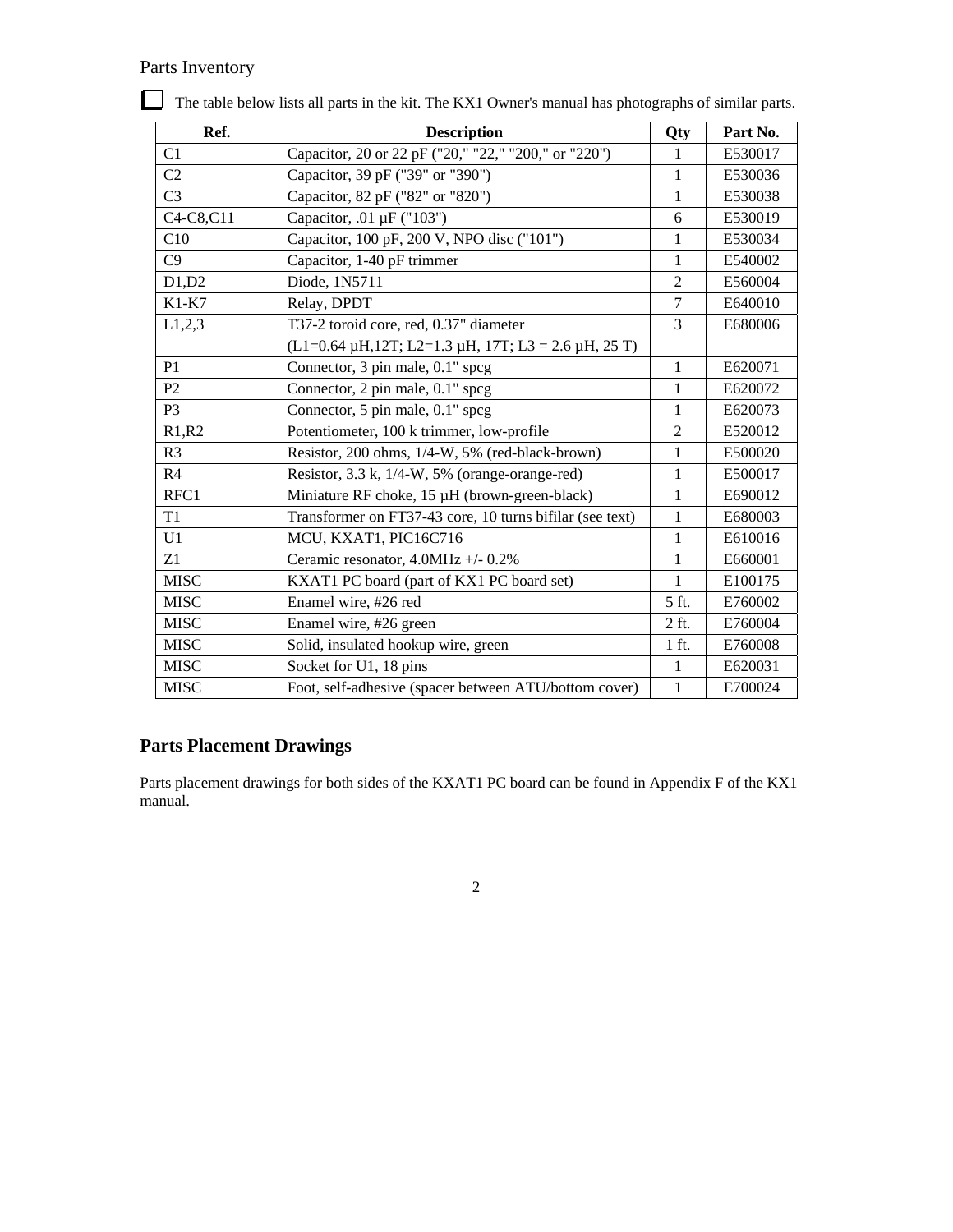Parts Inventory

☐ The table below lists all parts in the kit. The KX1 Owner's manual has photographs of similar parts.

| Ref. | Description | Qty | Part No. |
|---|---|---|---|
| C1 | Capacitor, 20 or 22 pF ("20," "22," "200," or "220") | 1 | E530017 |
| C2 | Capacitor, 39 pF ("39" or "390") | 1 | E530036 |
| C3 | Capacitor, 82 pF ("82" or "820") | 1 | E530038 |
| C4-C8,C11 | Capacitor, .01 µF ("103") | 6 | E530019 |
| C10 | Capacitor, 100 pF, 200 V, NPO disc ("101") | 1 | E530034 |
| C9 | Capacitor, 1-40 pF trimmer | 1 | E540002 |
| D1,D2 | Diode, 1N5711 | 2 | E560004 |
| K1-K7 | Relay, DPDT | 7 | E640010 |
| L1,2,3 | T37-2 toroid core, red, 0.37" diameter (L1=0.64 µH,12T; L2=1.3 µH, 17T; L3 = 2.6 µH, 25 T) | 3 | E680006 |
| P1 | Connector, 3 pin male, 0.1" spcg | 1 | E620071 |
| P2 | Connector, 2 pin male, 0.1" spcg | 1 | E620072 |
| P3 | Connector, 5 pin male, 0.1" spcg | 1 | E620073 |
| R1,R2 | Potentiometer, 100 k trimmer, low-profile | 2 | E520012 |
| R3 | Resistor, 200 ohms, 1/4-W, 5% (red-black-brown) | 1 | E500020 |
| R4 | Resistor, 3.3 k, 1/4-W, 5% (orange-orange-red) | 1 | E500017 |
| RFC1 | Miniature RF choke, 15 µH (brown-green-black) | 1 | E690012 |
| T1 | Transformer on FT37-43 core, 10 turns bifilar (see text) | 1 | E680003 |
| U1 | MCU, KXAT1, PIC16C716 | 1 | E610016 |
| Z1 | Ceramic resonator, 4.0MHz +/- 0.2% | 1 | E660001 |
| MISC | KXAT1 PC board (part of KX1 PC board set) | 1 | E100175 |
| MISC | Enamel wire, #26 red | 5 ft. | E760002 |
| MISC | Enamel wire, #26 green | 2 ft. | E760004 |
| MISC | Solid, insulated hookup wire, green | 1 ft. | E760008 |
| MISC | Socket for U1, 18 pins | 1 | E620031 |
| MISC | Foot, self-adhesive (spacer between ATU/bottom cover) | 1 | E700024 |

## Parts Placement Drawings

Parts placement drawings for both sides of the KXAT1 PC board can be found in Appendix F of the KX1 manual.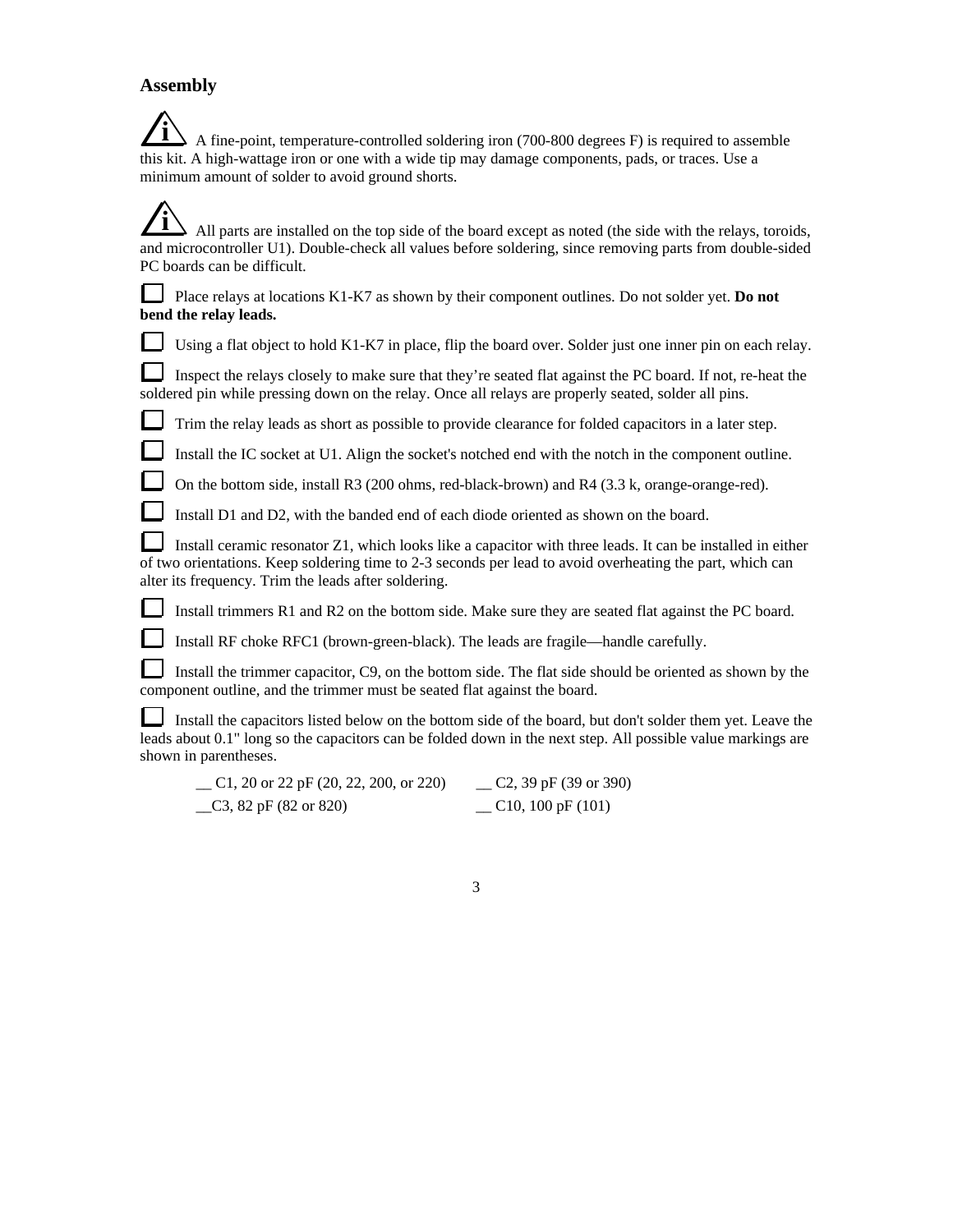## Assembly

**i** A fine-point, temperature-controlled soldering iron (700-800 degrees F) is required to assemble this kit. A high-wattage iron or one with a wide tip may damage components, pads, or traces. Use a minimum amount of solder to avoid ground shorts.

**i** All parts are installed on the top side of the board except as noted (the side with the relays, toroids, and microcontroller U1). Double-check all values before soldering, since removing parts from double-sided PC boards can be difficult.

☐ Place relays at locations K1-K7 as shown by their component outlines. Do not solder yet. **Do not bend the relay leads.**

☐ Using a flat object to hold K1-K7 in place, flip the board over. Solder just one inner pin on each relay.

☐ Inspect the relays closely to make sure that they're seated flat against the PC board. If not, re-heat the soldered pin while pressing down on the relay. Once all relays are properly seated, solder all pins.

☐ Trim the relay leads as short as possible to provide clearance for folded capacitors in a later step.

☐ Install the IC socket at U1. Align the socket's notched end with the notch in the component outline.

☐ On the bottom side, install R3 (200 ohms, red-black-brown) and R4 (3.3 k, orange-orange-red).

☐ Install D1 and D2, with the banded end of each diode oriented as shown on the board.

☐ Install ceramic resonator Z1, which looks like a capacitor with three leads. It can be installed in either of two orientations. Keep soldering time to 2-3 seconds per lead to avoid overheating the part, which can alter its frequency. Trim the leads after soldering.

☐ Install trimmers R1 and R2 on the bottom side. Make sure they are seated flat against the PC board.

☐ Install RF choke RFC1 (brown-green-black). The leads are fragile—handle carefully.

☐ Install the trimmer capacitor, C9, on the bottom side. The flat side should be oriented as shown by the component outline, and the trimmer must be seated flat against the board.

☐ Install the capacitors listed below on the bottom side of the board, but don't solder them yet. Leave the leads about 0.1" long so the capacitors can be folded down in the next step. All possible value markings are shown in parentheses.

- __ C1, 20 or 22 pF (20, 22, 200, or 220)
- __ C2, 39 pF (39 or 390)
- __ C3, 82 pF (82 or 820)
- __ C10, 100 pF (101)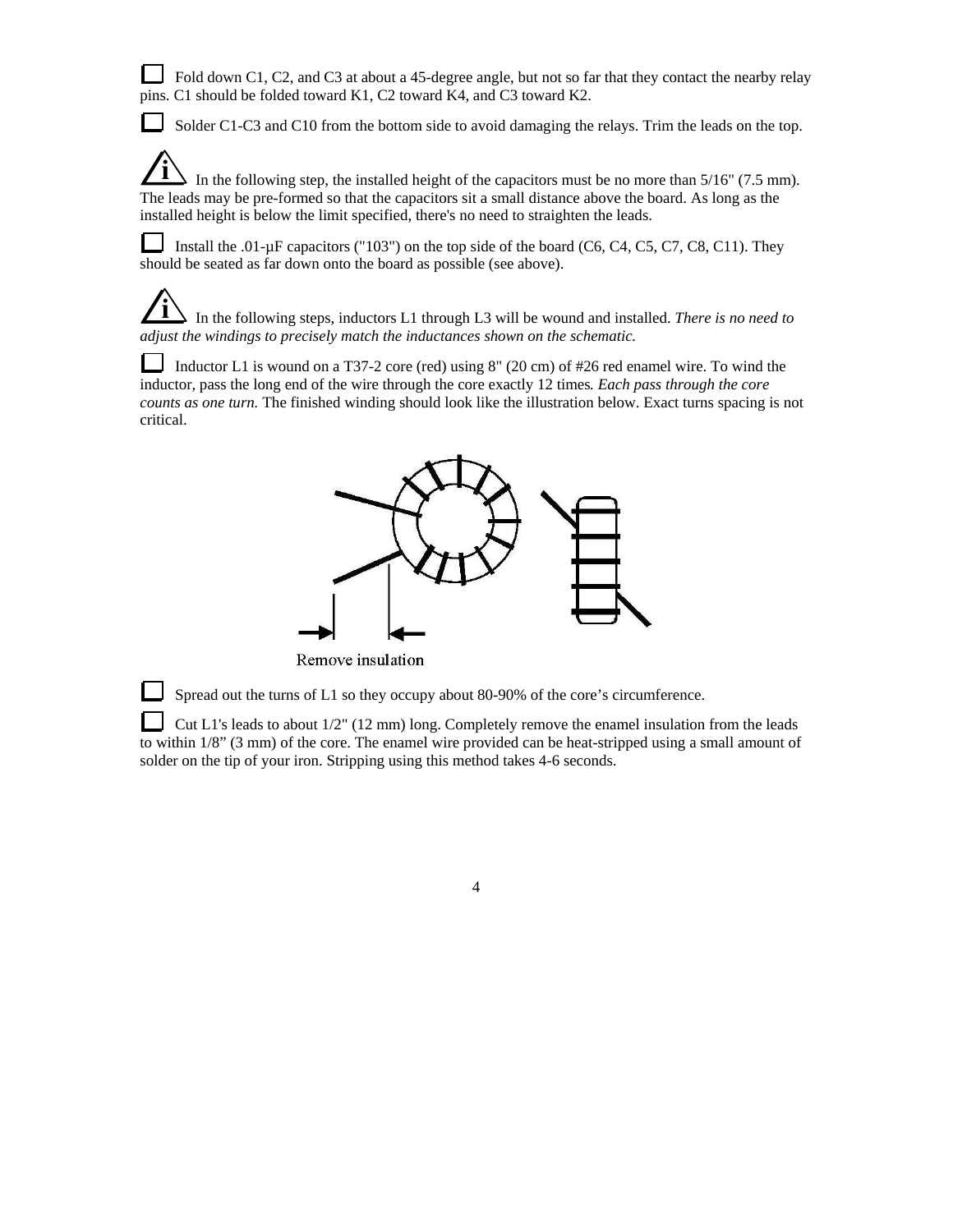☐ Fold down C1, C2, and C3 at about a 45-degree angle, but not so far that they contact the nearby relay pins. C1 should be folded toward K1, C2 toward K4, and C3 toward K2.

☐ Solder C1-C3 and C10 from the bottom side to avoid damaging the relays. Trim the leads on the top.

ℹ In the following step, the installed height of the capacitors must be no more than 5/16" (7.5 mm). The leads may be pre-formed so that the capacitors sit a small distance above the board. As long as the installed height is below the limit specified, there's no need to straighten the leads.

☐ Install the .01-µF capacitors ("103") on the top side of the board (C6, C4, C5, C7, C8, C11). They should be seated as far down onto the board as possible (see above).

ℹ In the following steps, inductors L1 through L3 will be wound and installed. *There is no need to adjust the windings to precisely match the inductances shown on the schematic.*

☐ Inductor L1 is wound on a T37-2 core (red) using 8" (20 cm) of #26 red enamel wire. To wind the inductor, pass the long end of the wire through the core exactly 12 times. *Each pass through the core counts as one turn.* The finished winding should look like the illustration below. Exact turns spacing is not critical.

Remove insulation

☐ Spread out the turns of L1 so they occupy about 80-90% of the core's circumference.

☐ Cut L1's leads to about 1/2" (12 mm) long. Completely remove the enamel insulation from the leads to within 1/8" (3 mm) of the core. The enamel wire provided can be heat-stripped using a small amount of solder on the tip of your iron. Stripping using this method takes 4-6 seconds.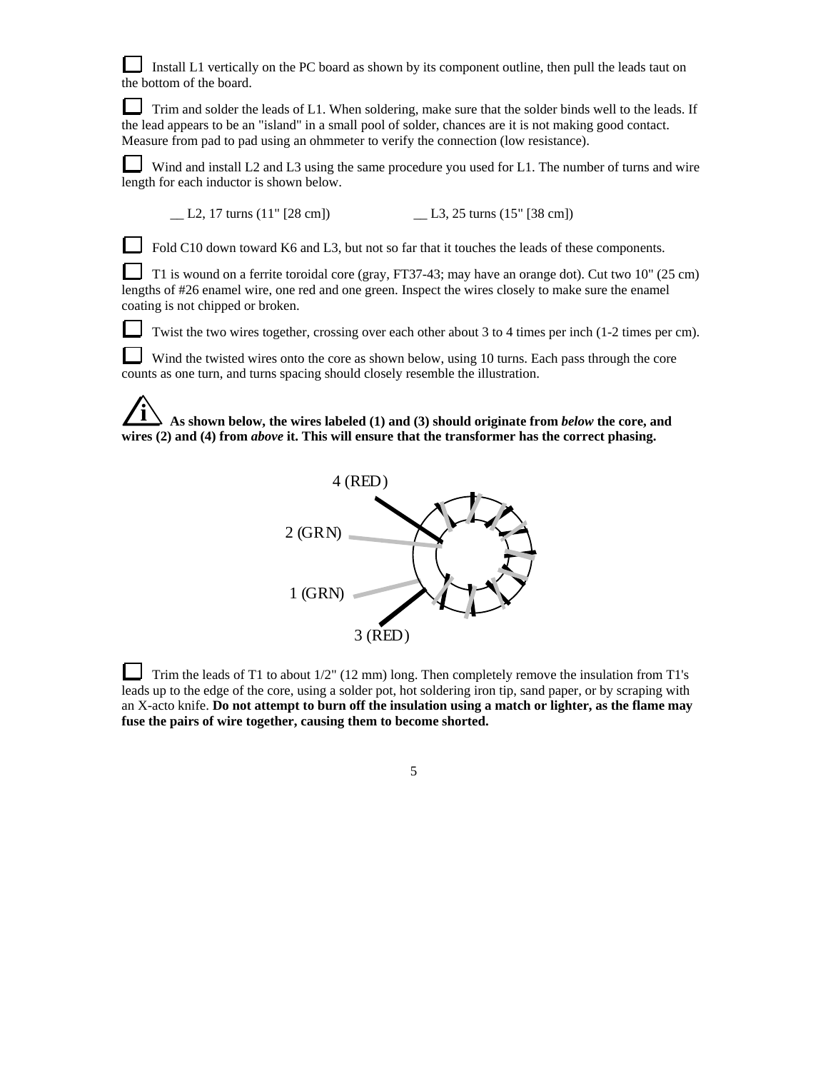☐ Install L1 vertically on the PC board as shown by its component outline, then pull the leads taut on the bottom of the board.

☐ Trim and solder the leads of L1. When soldering, make sure that the solder binds well to the leads. If the lead appears to be an "island" in a small pool of solder, chances are it is not making good contact. Measure from pad to pad using an ohmmeter to verify the connection (low resistance).

☐ Wind and install L2 and L3 using the same procedure you used for L1. The number of turns and wire length for each inductor is shown below.

__ L2, 17 turns (11" [28 cm])　　　　__ L3, 25 turns (15" [38 cm])

☐ Fold C10 down toward K6 and L3, but not so far that it touches the leads of these components.

☐ T1 is wound on a ferrite toroidal core (gray, FT37-43; may have an orange dot). Cut two 10" (25 cm) lengths of #26 enamel wire, one red and one green. Inspect the wires closely to make sure the enamel coating is not chipped or broken.

☐ Twist the two wires together, crossing over each other about 3 to 4 times per inch (1-2 times per cm).

☐ Wind the twisted wires onto the core as shown below, using 10 turns. Each pass through the core counts as one turn, and turns spacing should closely resemble the illustration.

**i As shown below, the wires labeled (1) and (3) should originate from *below* the core, and wires (2) and (4) from *above* it. This will ensure that the transformer has the correct phasing.**

4 (RED)

2 (GRN)

1 (GRN)

3 (RED)

☐ Trim the leads of T1 to about 1/2" (12 mm) long. Then completely remove the insulation from T1's leads up to the edge of the core, using a solder pot, hot soldering iron tip, sand paper, or by scraping with an X-acto knife. **Do not attempt to burn off the insulation using a match or lighter, as the flame may fuse the pairs of wire together, causing them to become shorted.**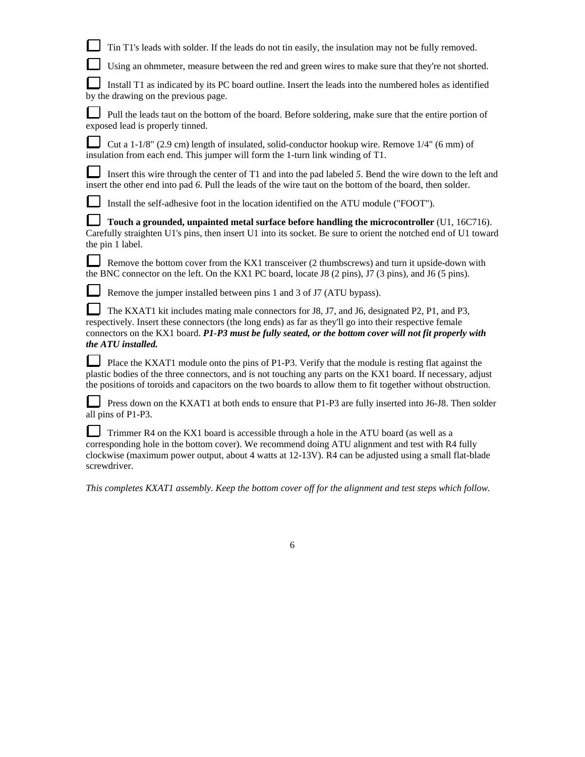- [ ] Tin T1's leads with solder. If the leads do not tin easily, the insulation may not be fully removed.

- [ ] Using an ohmmeter, measure between the red and green wires to make sure that they're not shorted.

- [ ] Install T1 as indicated by its PC board outline. Insert the leads into the numbered holes as identified by the drawing on the previous page.

- [ ] Pull the leads taut on the bottom of the board. Before soldering, make sure that the entire portion of exposed lead is properly tinned.

- [ ] Cut a 1-1/8" (2.9 cm) length of insulated, solid-conductor hookup wire. Remove 1/4" (6 mm) of insulation from each end. This jumper will form the 1-turn link winding of T1.

- [ ] Insert this wire through the center of T1 and into the pad labeled *5*. Bend the wire down to the left and insert the other end into pad *6*. Pull the leads of the wire taut on the bottom of the board, then solder.

- [ ] Install the self-adhesive foot in the location identified on the ATU module ("FOOT").

- [ ] **Touch a grounded, unpainted metal surface before handling the microcontroller** (U1, 16C716). Carefully straighten U1's pins, then insert U1 into its socket. Be sure to orient the notched end of U1 toward the pin 1 label.

- [ ] Remove the bottom cover from the KX1 transceiver (2 thumbscrews) and turn it upside-down with the BNC connector on the left. On the KX1 PC board, locate J8 (2 pins), J7 (3 pins), and J6 (5 pins).

- [ ] Remove the jumper installed between pins 1 and 3 of J7 (ATU bypass).

- [ ] The KXAT1 kit includes mating male connectors for J8, J7, and J6, designated P2, P1, and P3, respectively. Insert these connectors (the long ends) as far as they'll go into their respective female connectors on the KX1 board. ***P1-P3 must be fully seated, or the bottom cover will not fit properly with the ATU installed.***

- [ ] Place the KXAT1 module onto the pins of P1-P3. Verify that the module is resting flat against the plastic bodies of the three connectors, and is not touching any parts on the KX1 board. If necessary, adjust the positions of toroids and capacitors on the two boards to allow them to fit together without obstruction.

- [ ] Press down on the KXAT1 at both ends to ensure that P1-P3 are fully inserted into J6-J8. Then solder all pins of P1-P3.

- [ ] Trimmer R4 on the KX1 board is accessible through a hole in the ATU board (as well as a corresponding hole in the bottom cover). We recommend doing ATU alignment and test with R4 fully clockwise (maximum power output, about 4 watts at 12-13V). R4 can be adjusted using a small flat-blade screwdriver.

*This completes KXAT1 assembly. Keep the bottom cover off for the alignment and test steps which follow.*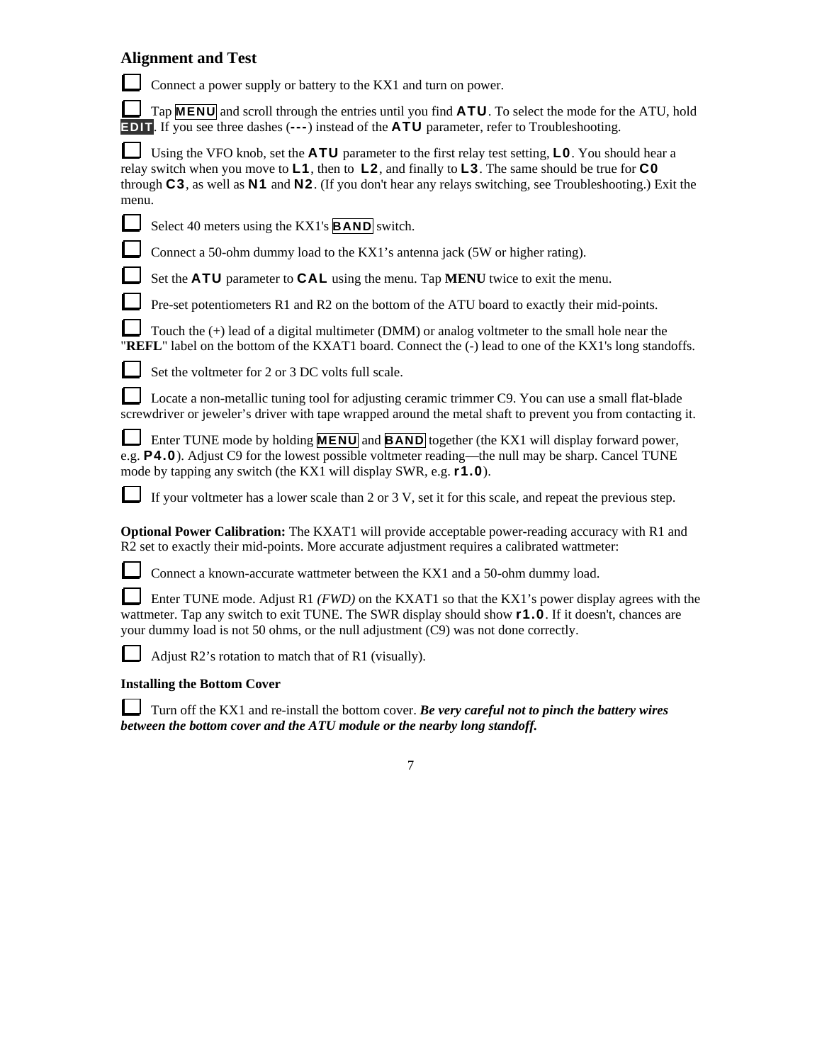## Alignment and Test

- [ ] Connect a power supply or battery to the KX1 and turn on power.

- [ ] Tap **MENU** and scroll through the entries until you find **ATU**. To select the mode for the ATU, hold **EDIT**. If you see three dashes (**---**) instead of the **ATU** parameter, refer to Troubleshooting.

- [ ] Using the VFO knob, set the **ATU** parameter to the first relay test setting, **L0**. You should hear a relay switch when you move to **L1**, then to **L2**, and finally to **L3**. The same should be true for **C0** through **C3**, as well as **N1** and **N2**. (If you don't hear any relays switching, see Troubleshooting.) Exit the menu.

- [ ] Select 40 meters using the KX1's **BAND** switch.

- [ ] Connect a 50-ohm dummy load to the KX1's antenna jack (5W or higher rating).

- [ ] Set the **ATU** parameter to **CAL** using the menu. Tap **MENU** twice to exit the menu.

- [ ] Pre-set potentiometers R1 and R2 on the bottom of the ATU board to exactly their mid-points.

- [ ] Touch the (+) lead of a digital multimeter (DMM) or analog voltmeter to the small hole near the "**REFL**" label on the bottom of the KXAT1 board. Connect the (-) lead to one of the KX1's long standoffs.

- [ ] Set the voltmeter for 2 or 3 DC volts full scale.

- [ ] Locate a non-metallic tuning tool for adjusting ceramic trimmer C9. You can use a small flat-blade screwdriver or jeweler's driver with tape wrapped around the metal shaft to prevent you from contacting it.

- [ ] Enter TUNE mode by holding **MENU** and **BAND** together (the KX1 will display forward power, e.g. **P4.0**). Adjust C9 for the lowest possible voltmeter reading—the null may be sharp. Cancel TUNE mode by tapping any switch (the KX1 will display SWR, e.g. **r1.0**).

- [ ] If your voltmeter has a lower scale than 2 or 3 V, set it for this scale, and repeat the previous step.

**Optional Power Calibration:** The KXAT1 will provide acceptable power-reading accuracy with R1 and R2 set to exactly their mid-points. More accurate adjustment requires a calibrated wattmeter:

- [ ] Connect a known-accurate wattmeter between the KX1 and a 50-ohm dummy load.

- [ ] Enter TUNE mode. Adjust R1 *(FWD)* on the KXAT1 so that the KX1's power display agrees with the wattmeter. Tap any switch to exit TUNE. The SWR display should show **r1.0**. If it doesn't, chances are your dummy load is not 50 ohms, or the null adjustment (C9) was not done correctly.

- [ ] Adjust R2's rotation to match that of R1 (visually).

### Installing the Bottom Cover

- [ ] Turn off the KX1 and re-install the bottom cover. ***Be very careful not to pinch the battery wires between the bottom cover and the ATU module or the nearby long standoff.***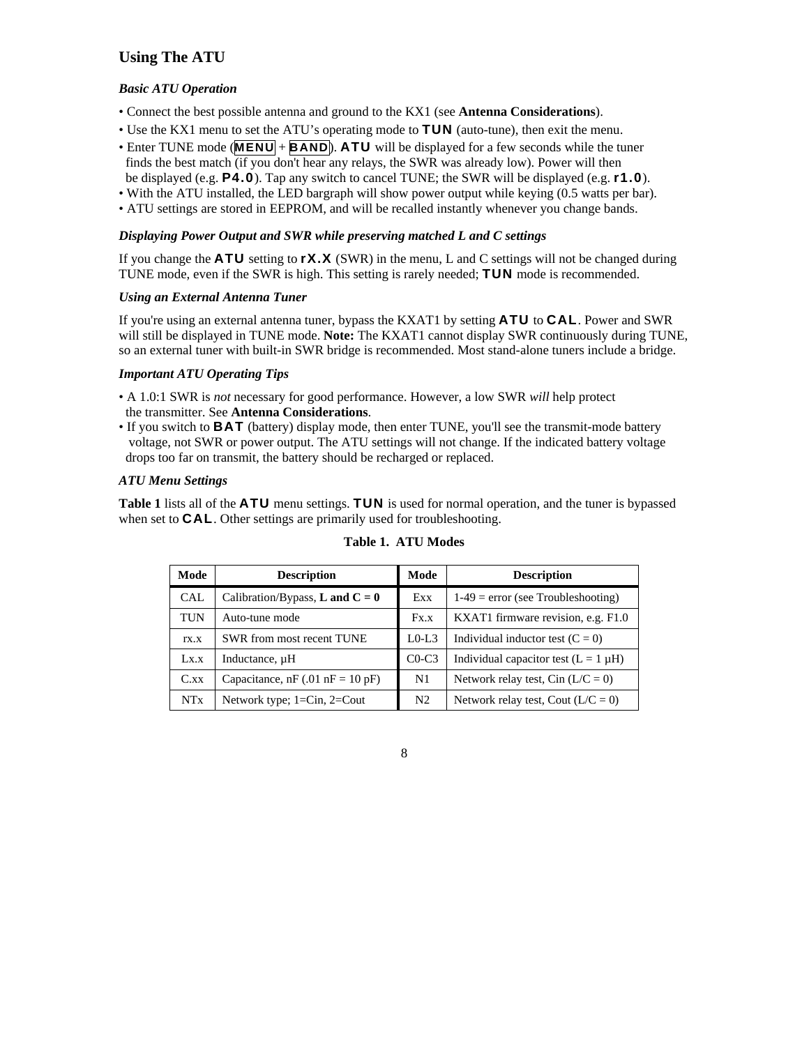## Using The ATU

### *Basic ATU Operation*

- Connect the best possible antenna and ground to the KX1 (see **Antenna Considerations**).
- Use the KX1 menu to set the ATU's operating mode to **TUN** (auto-tune), then exit the menu.
- Enter TUNE mode (**MENU** + **BAND**). **ATU** will be displayed for a few seconds while the tuner finds the best match (if you don't hear any relays, the SWR was already low). Power will then be displayed (e.g. **P4.0**). Tap any switch to cancel TUNE; the SWR will be displayed (e.g. **r1.0**).
- With the ATU installed, the LED bargraph will show power output while keying (0.5 watts per bar).
- ATU settings are stored in EEPROM, and will be recalled instantly whenever you change bands.

### *Displaying Power Output and SWR while preserving matched L and C settings*

If you change the **ATU** setting to **rX.X** (SWR) in the menu, L and C settings will not be changed during TUNE mode, even if the SWR is high. This setting is rarely needed; **TUN** mode is recommended.

### *Using an External Antenna Tuner*

If you're using an external antenna tuner, bypass the KXAT1 by setting **ATU** to **CAL**. Power and SWR will still be displayed in TUNE mode. **Note:** The KXAT1 cannot display SWR continuously during TUNE, so an external tuner with built-in SWR bridge is recommended. Most stand-alone tuners include a bridge.

### *Important ATU Operating Tips*

- A 1.0:1 SWR is *not* necessary for good performance. However, a low SWR *will* help protect the transmitter. See **Antenna Considerations**.
- If you switch to **BAT** (battery) display mode, then enter TUNE, you'll see the transmit-mode battery voltage, not SWR or power output. The ATU settings will not change. If the indicated battery voltage drops too far on transmit, the battery should be recharged or replaced.

### *ATU Menu Settings*

**Table 1** lists all of the **ATU** menu settings. **TUN** is used for normal operation, and the tuner is bypassed when set to **CAL**. Other settings are primarily used for troubleshooting.

**Table 1. ATU Modes**

| Mode | Description | Mode | Description |
|---|---|---|---|
| CAL | Calibration/Bypass, **L and C = 0** | Exx | 1-49 = error (see Troubleshooting) |
| TUN | Auto-tune mode | Fx.x | KXAT1 firmware revision, e.g. F1.0 |
| rx.x | SWR from most recent TUNE | L0-L3 | Individual inductor test (C = 0) |
| Lx.x | Inductance, µH | C0-C3 | Individual capacitor test (L = 1 µH) |
| C.xx | Capacitance, nF (.01 nF = 10 pF) | N1 | Network relay test, Cin (L/C = 0) |
| NTx | Network type; 1=Cin, 2=Cout | N2 | Network relay test, Cout (L/C = 0) |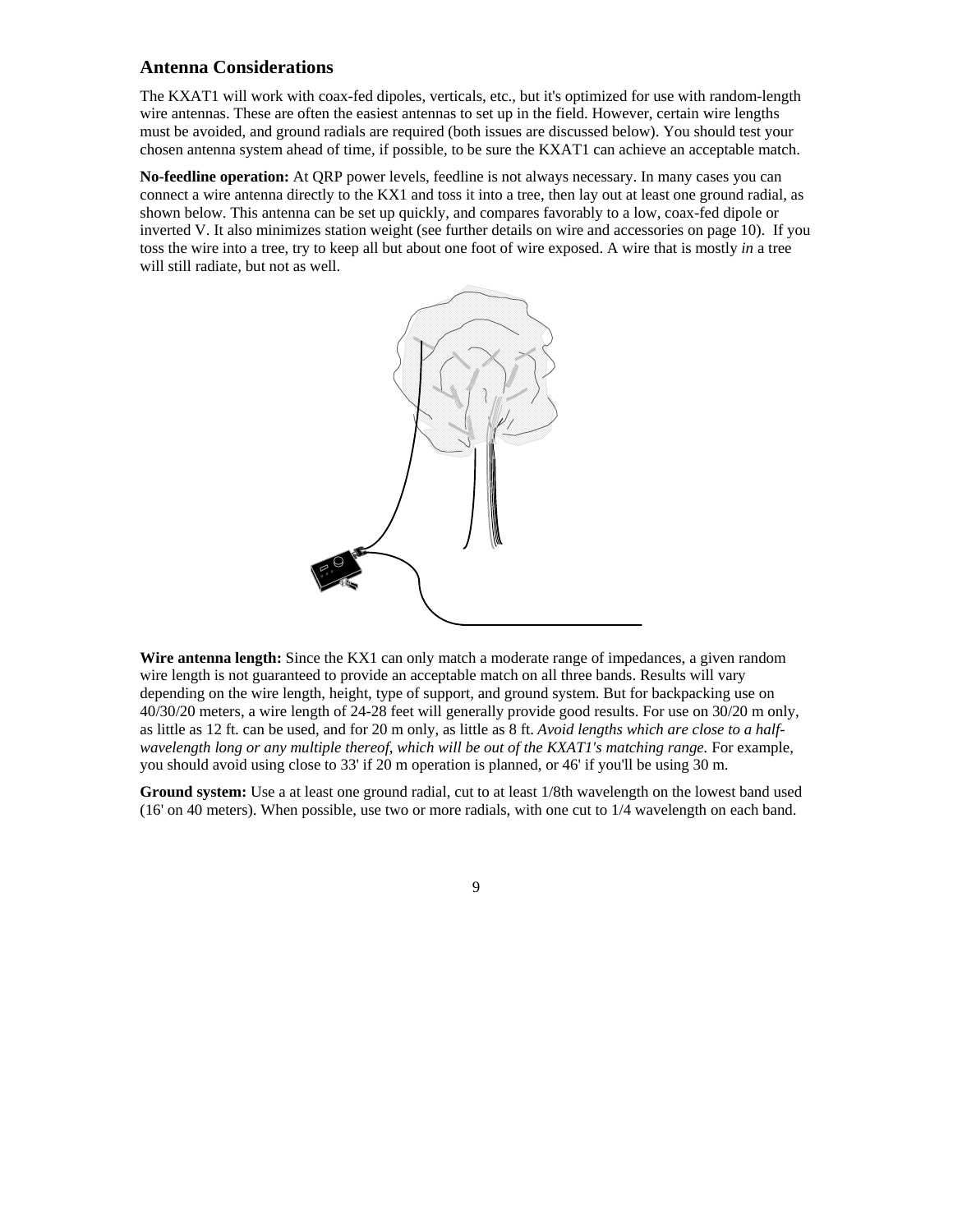## Antenna Considerations

The KXAT1 will work with coax-fed dipoles, verticals, etc., but it's optimized for use with random-length wire antennas. These are often the easiest antennas to set up in the field. However, certain wire lengths must be avoided, and ground radials are required (both issues are discussed below). You should test your chosen antenna system ahead of time, if possible, to be sure the KXAT1 can achieve an acceptable match.

**No-feedline operation:** At QRP power levels, feedline is not always necessary. In many cases you can connect a wire antenna directly to the KX1 and toss it into a tree, then lay out at least one ground radial, as shown below. This antenna can be set up quickly, and compares favorably to a low, coax-fed dipole or inverted V. It also minimizes station weight (see further details on wire and accessories on page 10). If you toss the wire into a tree, try to keep all but about one foot of wire exposed. A wire that is mostly *in* a tree will still radiate, but not as well.

**Wire antenna length:** Since the KX1 can only match a moderate range of impedances, a given random wire length is not guaranteed to provide an acceptable match on all three bands. Results will vary depending on the wire length, height, type of support, and ground system. But for backpacking use on 40/30/20 meters, a wire length of 24-28 feet will generally provide good results. For use on 30/20 m only, as little as 12 ft. can be used, and for 20 m only, as little as 8 ft. *Avoid lengths which are close to a half-wavelength long or any multiple thereof, which will be out of the KXAT1's matching range.* For example, you should avoid using close to 33' if 20 m operation is planned, or 46' if you'll be using 30 m.

**Ground system:** Use a at least one ground radial, cut to at least 1/8th wavelength on the lowest band used (16' on 40 meters). When possible, use two or more radials, with one cut to 1/4 wavelength on each band.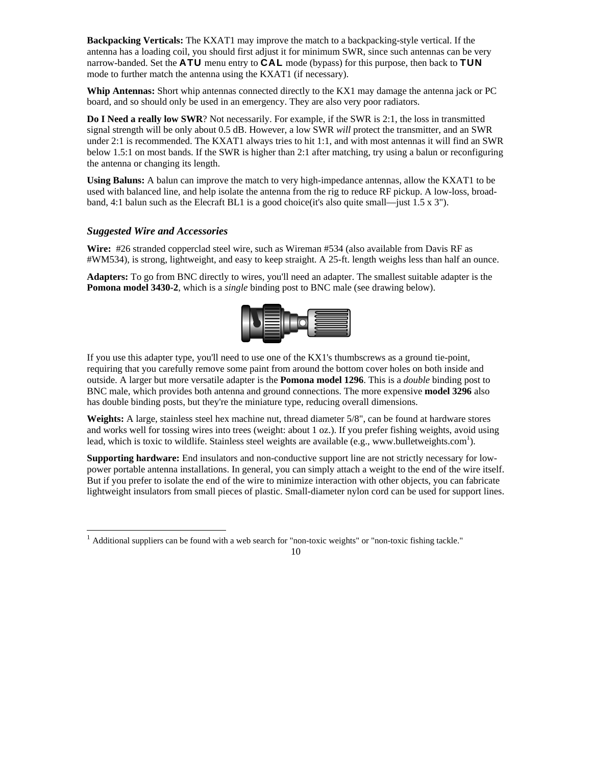**Backpacking Verticals:** The KXAT1 may improve the match to a backpacking-style vertical. If the antenna has a loading coil, you should first adjust it for minimum SWR, since such antennas can be very narrow-banded. Set the **ATU** menu entry to **CAL** mode (bypass) for this purpose, then back to **TUN** mode to further match the antenna using the KXAT1 (if necessary).

**Whip Antennas:** Short whip antennas connected directly to the KX1 may damage the antenna jack or PC board, and so should only be used in an emergency. They are also very poor radiators.

**Do I Need a really low SWR**? Not necessarily. For example, if the SWR is 2:1, the loss in transmitted signal strength will be only about 0.5 dB. However, a low SWR *will* protect the transmitter, and an SWR under 2:1 is recommended. The KXAT1 always tries to hit 1:1, and with most antennas it will find an SWR below 1.5:1 on most bands. If the SWR is higher than 2:1 after matching, try using a balun or reconfiguring the antenna or changing its length.

**Using Baluns:** A balun can improve the match to very high-impedance antennas, allow the KXAT1 to be used with balanced line, and help isolate the antenna from the rig to reduce RF pickup. A low-loss, broad-band, 4:1 balun such as the Elecraft BL1 is a good choice(it's also quite small—just 1.5 x 3").

### *Suggested Wire and Accessories*

**Wire:** #26 stranded copperclad steel wire, such as Wireman #534 (also available from Davis RF as #WM534), is strong, lightweight, and easy to keep straight. A 25-ft. length weighs less than half an ounce.

**Adapters:** To go from BNC directly to wires, you'll need an adapter. The smallest suitable adapter is the **Pomona model 3430-2**, which is a *single* binding post to BNC male (see drawing below).

If you use this adapter type, you'll need to use one of the KX1's thumbscrews as a ground tie-point, requiring that you carefully remove some paint from around the bottom cover holes on both inside and outside. A larger but more versatile adapter is the **Pomona model 1296**. This is a *double* binding post to BNC male, which provides both antenna and ground connections. The more expensive **model 3296** also has double binding posts, but they're the miniature type, reducing overall dimensions.

**Weights:** A large, stainless steel hex machine nut, thread diameter 5/8", can be found at hardware stores and works well for tossing wires into trees (weight: about 1 oz.). If you prefer fishing weights, avoid using lead, which is toxic to wildlife. Stainless steel weights are available (e.g., www.bulletweights.com[1]).

**Supporting hardware:** End insulators and non-conductive support line are not strictly necessary for low-power portable antenna installations. In general, you can simply attach a weight to the end of the wire itself. But if you prefer to isolate the end of the wire to minimize interaction with other objects, you can fabricate lightweight insulators from small pieces of plastic. Small-diameter nylon cord can be used for support lines.

---

[1] Additional suppliers can be found with a web search for "non-toxic weights" or "non-toxic fishing tackle."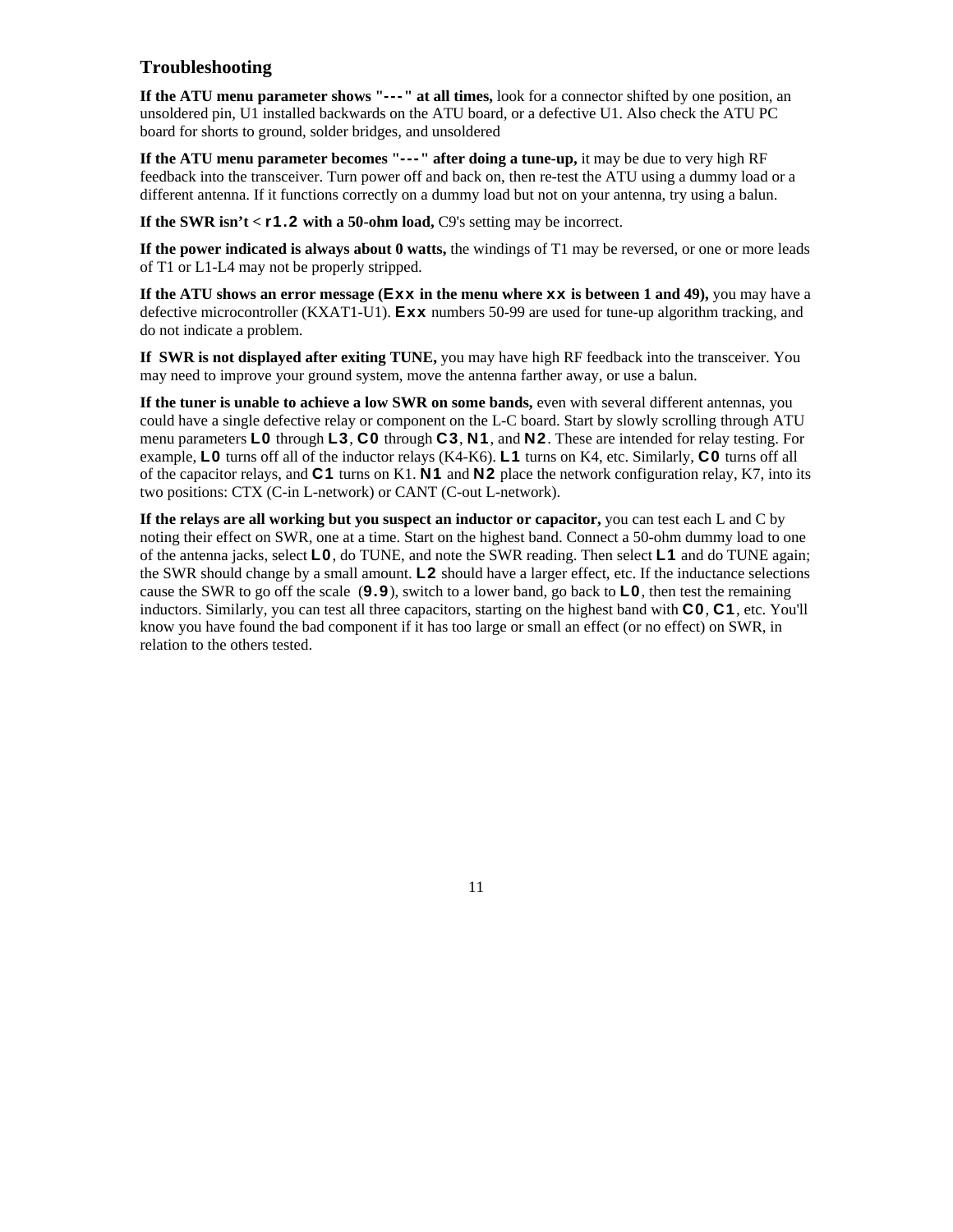## Troubleshooting

**If the ATU menu parameter shows "---" at all times,** look for a connector shifted by one position, an unsoldered pin, U1 installed backwards on the ATU board, or a defective U1. Also check the ATU PC board for shorts to ground, solder bridges, and unsoldered

**If the ATU menu parameter becomes "---" after doing a tune-up,** it may be due to very high RF feedback into the transceiver. Turn power off and back on, then re-test the ATU using a dummy load or a different antenna. If it functions correctly on a dummy load but not on your antenna, try using a balun.

**If the SWR isn't < r1.2 with a 50-ohm load,** C9's setting may be incorrect.

**If the power indicated is always about 0 watts,** the windings of T1 may be reversed, or one or more leads of T1 or L1-L4 may not be properly stripped.

**If the ATU shows an error message (Exx in the menu where xx is between 1 and 49),** you may have a defective microcontroller (KXAT1-U1). **Exx** numbers 50-99 are used for tune-up algorithm tracking, and do not indicate a problem.

**If SWR is not displayed after exiting TUNE,** you may have high RF feedback into the transceiver. You may need to improve your ground system, move the antenna farther away, or use a balun.

**If the tuner is unable to achieve a low SWR on some bands,** even with several different antennas, you could have a single defective relay or component on the L-C board. Start by slowly scrolling through ATU menu parameters **L0** through **L3**, **C0** through **C3**, **N1**, and **N2**. These are intended for relay testing. For example, **L0** turns off all of the inductor relays (K4-K6). **L1** turns on K4, etc. Similarly, **C0** turns off all of the capacitor relays, and **C1** turns on K1. **N1** and **N2** place the network configuration relay, K7, into its two positions: CTX (C-in L-network) or CANT (C-out L-network).

**If the relays are all working but you suspect an inductor or capacitor,** you can test each L and C by noting their effect on SWR, one at a time. Start on the highest band. Connect a 50-ohm dummy load to one of the antenna jacks, select **L0**, do TUNE, and note the SWR reading. Then select **L1** and do TUNE again; the SWR should change by a small amount. **L2** should have a larger effect, etc. If the inductance selections cause the SWR to go off the scale (**9.9**), switch to a lower band, go back to **L0**, then test the remaining inductors. Similarly, you can test all three capacitors, starting on the highest band with **C0**, **C1**, etc. You'll know you have found the bad component if it has too large or small an effect (or no effect) on SWR, in relation to the others tested.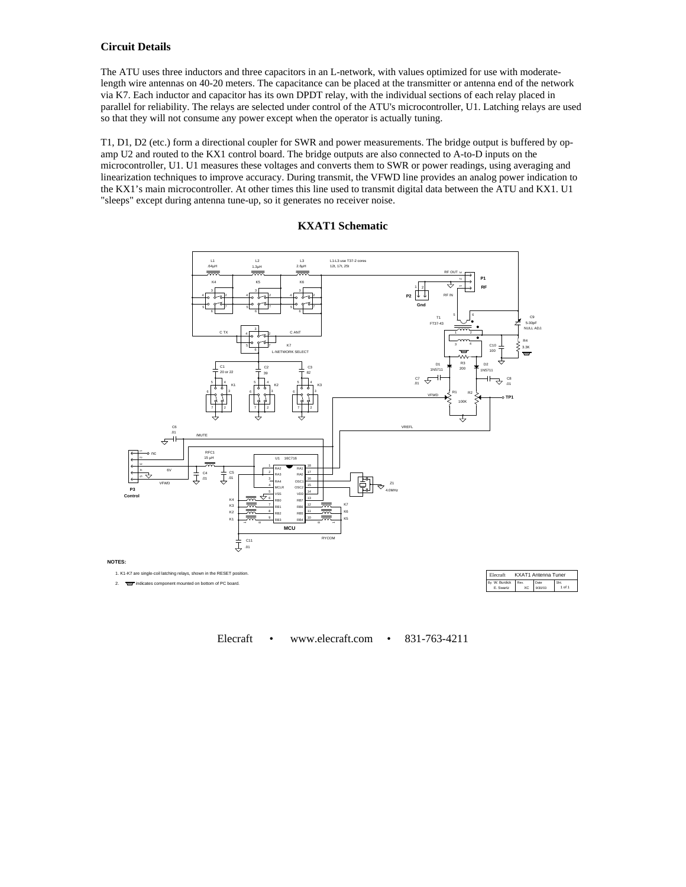### Circuit Details

The ATU uses three inductors and three capacitors in an L-network, with values optimized for use with moderate-length wire antennas on 40-20 meters. The capacitance can be placed at the transmitter or antenna end of the network via K7. Each inductor and capacitor has its own DPDT relay, with the individual sections of each relay placed in parallel for reliability. The relays are selected under control of the ATU's microcontroller, U1. Latching relays are used so that they will not consume any power except when the operator is actually tuning.

T1, D1, D2 (etc.) form a directional coupler for SWR and power measurements. The bridge output is buffered by op-amp U2 and routed to the KX1 control board. The bridge outputs are also connected to A-to-D inputs on the microcontroller, U1. U1 measures these voltages and converts them to SWR or power readings, using averaging and linearization techniques to improve accuracy. During transmit, the VFWD line provides an analog power indication to the KX1's main microcontroller. At other times this line used to transmit digital data between the ATU and KX1. U1 "sleeps" except during antenna tune-up, so it generates no receiver noise.

### KXAT1 Schematic

L1 .64µH
L2 1.3µH
L3 2.6µH
L1-L3 use T37-2 cores 12t, 17t, 25t
K4
K5
K6
RF OUT
P1 RF
P2 Gnd
RF IN
C TX
C ANT
K7 L-NETWORK SELECT
T1 FT37-43
C9 5-30pF NULL ADJ.
R4 3.3K
C10 100
D1 1N5711
R3 200
D2 1N5711
C1 20 or 22
C2 39
C3 82
K1
K2
K3
C7 .01
C8 .01
VFWD
R1
R2 100K
TP1
VREFL
C6 .01
/MUTE
nc
RFC1 15 µH
6V
C4 .01
C5 .01
VFWD
P3 Control
U1 16C716
RA2 RA3 RA4 MCLR VSS RB0 RB1 RB2 RB3
RA1 RA0 OSC1 OSC2 VDD RB7 RB6 RB5 RB4
Z1 4.0MHz
K4 K3 K2 K1
K7 K6 K5
MCU
RYCOM
C11 .01

**NOTES:**

1. K1-K7 are single-coil latching relays, shown in the RESET position.
2. indicates component mounted on bottom of PC board.

| Elecraft | KXAT1 Antenna Tuner | | |
|---|---|---|---|
| By W. Burdick E. Swartz | Rev. XC | Date 9/30/03 | Sht. 1 of 1 |

Elecraft • www.elecraft.com • 831-763-4211